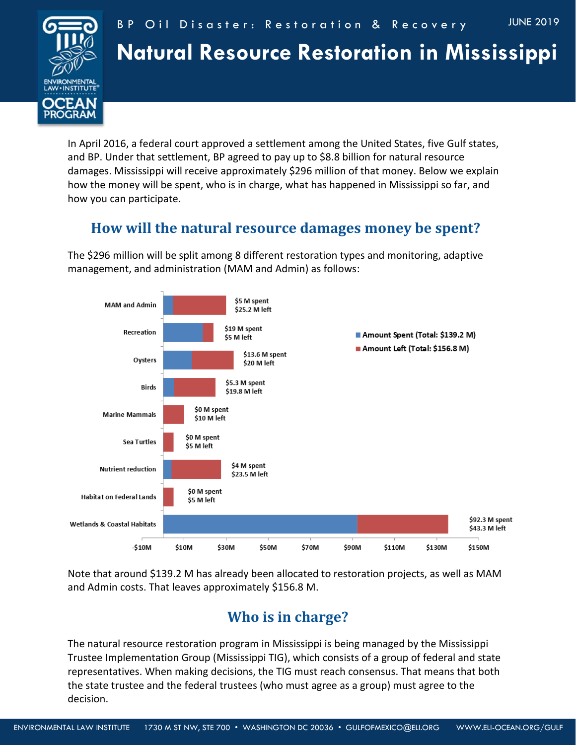BP Oil Disaster: Restoration & Recovery

JUNE 2019

# Natural Resource Restoration in Mississippi

In April 2016, a federal court approved a settlement among the United States, five Gulf states, and BP. Under that settlement, BP agreed to pay up to $8.8 billion for natural resource damages. Mississippi will receive approximately $296 million of that money. Below we explain how the money will be spent, who is in charge, what has happened in Mississippi so far, and how you can participate.

## How will the natural resource damages money be spent?

The $296 million will be split among 8 different restoration types and monitoring, adaptive management, and administration (MAM and Admin) as follows:

| Category | Amount Spent (Total: $139.2 M) | Amount Left (Total: $156.8 M) |
|---|---|---|
| MAM and Admin | $5 M spent | $25.2 M left |
| Recreation | $19 M spent | $5 M left |
| Oysters | $13.6 M spent | $20 M left |
| Birds | $5.3 M spent | $19.8 M left |
| Marine Mammals | $0 M spent | $10 M left |
| Sea Turtles | $0 M spent | $5 M left |
| Nutrient reduction | $4 M spent | $23.5 M left |
| Habitat on Federal Lands | $0 M spent | $5 M left |
| Wetlands & Coastal Habitats | $92.3 M spent | $43.3 M left |

Note that around $139.2 M has already been allocated to restoration projects, as well as MAM and Admin costs. That leaves approximately $156.8 M.

## Who is in charge?

The natural resource restoration program in Mississippi is being managed by the Mississippi Trustee Implementation Group (Mississippi TIG), which consists of a group of federal and state representatives. When making decisions, the TIG must reach consensus. That means that both the state trustee and the federal trustees (who must agree as a group) must agree to the decision.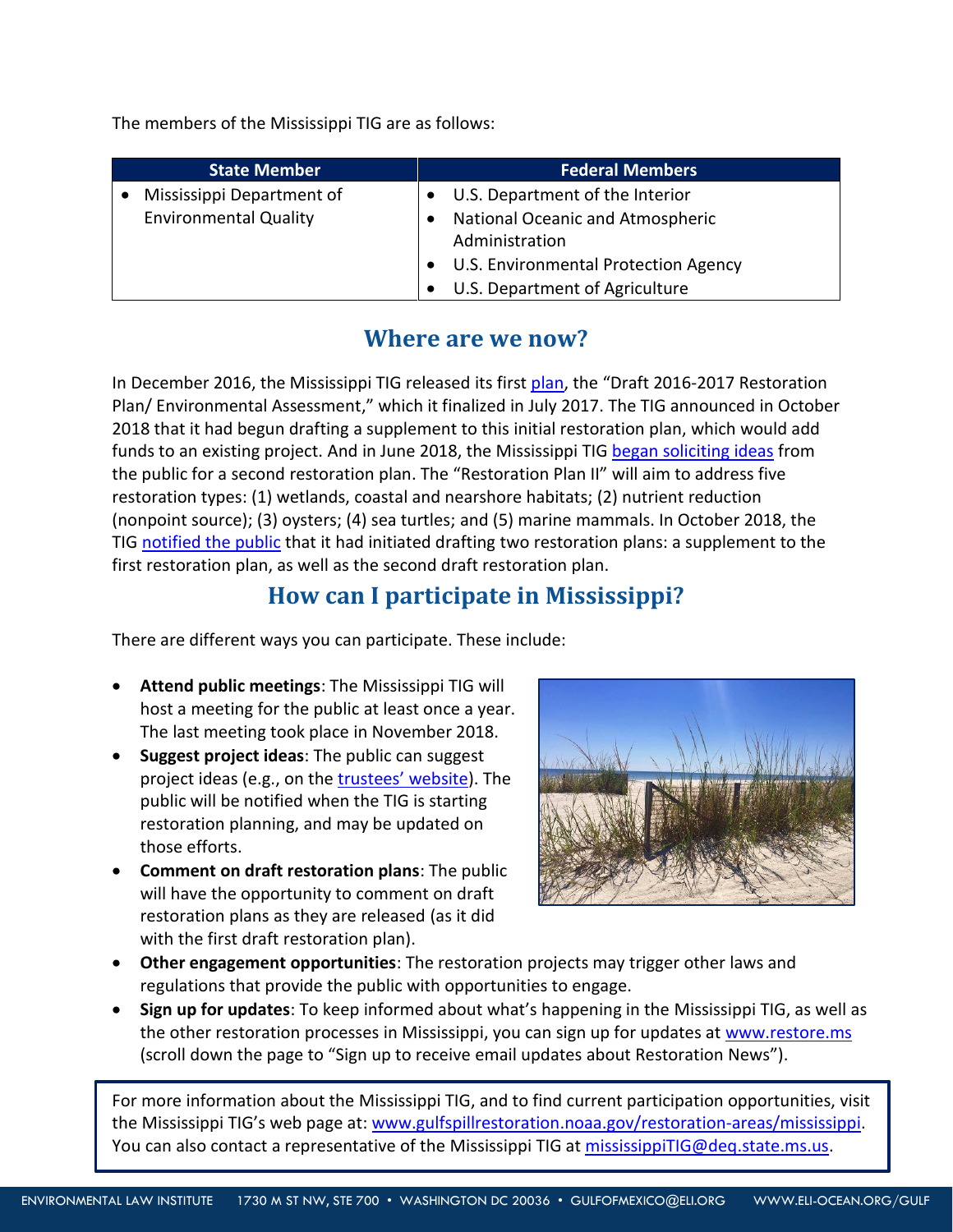The members of the Mississippi TIG are as follows:

| State Member | Federal Members |
|---|---|
| • Mississippi Department of Environmental Quality | • U.S. Department of the Interior<br>• National Oceanic and Atmospheric Administration<br>• U.S. Environmental Protection Agency<br>• U.S. Department of Agriculture |

## Where are we now?

In December 2016, the Mississippi TIG released its first plan, the "Draft 2016-2017 Restoration Plan/ Environmental Assessment," which it finalized in July 2017. The TIG announced in October 2018 that it had begun drafting a supplement to this initial restoration plan, which would add funds to an existing project. And in June 2018, the Mississippi TIG began soliciting ideas from the public for a second restoration plan. The "Restoration Plan II" will aim to address five restoration types: (1) wetlands, coastal and nearshore habitats; (2) nutrient reduction (nonpoint source); (3) oysters; (4) sea turtles; and (5) marine mammals. In October 2018, the TIG notified the public that it had initiated drafting two restoration plans: a supplement to the first restoration plan, as well as the second draft restoration plan.

## How can I participate in Mississippi?

There are different ways you can participate. These include:

- **Attend public meetings**: The Mississippi TIG will host a meeting for the public at least once a year. The last meeting took place in November 2018.
- **Suggest project ideas**: The public can suggest project ideas (e.g., on the trustees' website). The public will be notified when the TIG is starting restoration planning, and may be updated on those efforts.
- **Comment on draft restoration plans**: The public will have the opportunity to comment on draft restoration plans as they are released (as it did with the first draft restoration plan).
- **Other engagement opportunities**: The restoration projects may trigger other laws and regulations that provide the public with opportunities to engage.
- **Sign up for updates**: To keep informed about what's happening in the Mississippi TIG, as well as the other restoration processes in Mississippi, you can sign up for updates at www.restore.ms (scroll down the page to "Sign up to receive email updates about Restoration News").

For more information about the Mississippi TIG, and to find current participation opportunities, visit the Mississippi TIG's web page at: www.gulfspillrestoration.noaa.gov/restoration-areas/mississippi. You can also contact a representative of the Mississippi TIG at mississippiTIG@deq.state.ms.us.

ENVIRONMENTAL LAW INSTITUTE 1730 M ST NW, STE 700 • WASHINGTON DC 20036 • GULFOFMEXICO@ELI.ORG WWW.ELI-OCEAN.ORG/GULF